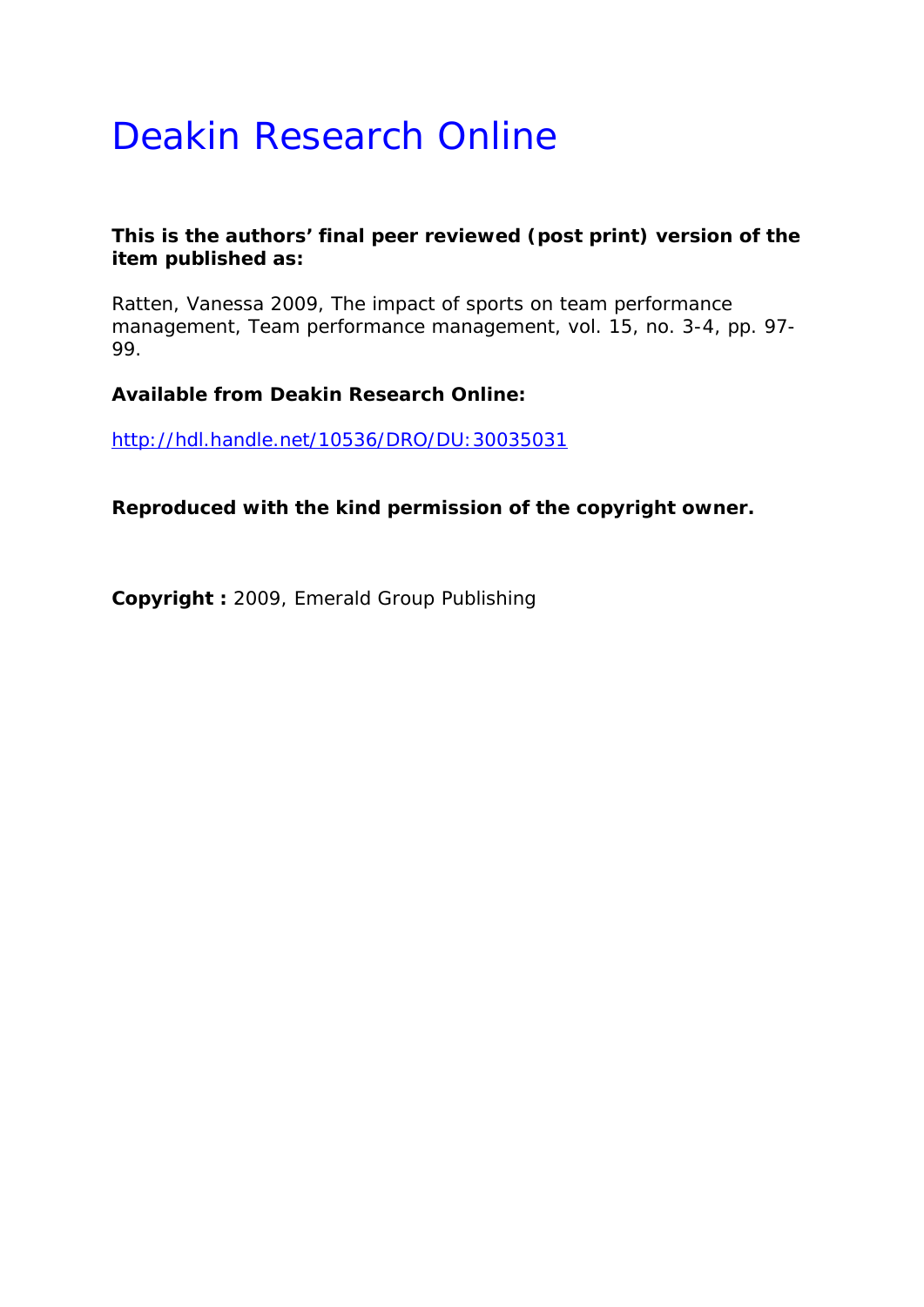# Deakin Research Online

**This is the authors' final peer reviewed (post print) version of the item published as:**

Ratten, Vanessa 2009, The impact of sports on team performance management, Team performance management, vol. 15, no. 3-4, pp. 97-99.

**Available from Deakin Research Online:**

http://hdl.handle.net/10536/DRO/DU:30035031

**Reproduced with the kind permission of the copyright owner.**

**Copyright :** 2009, Emerald Group Publishing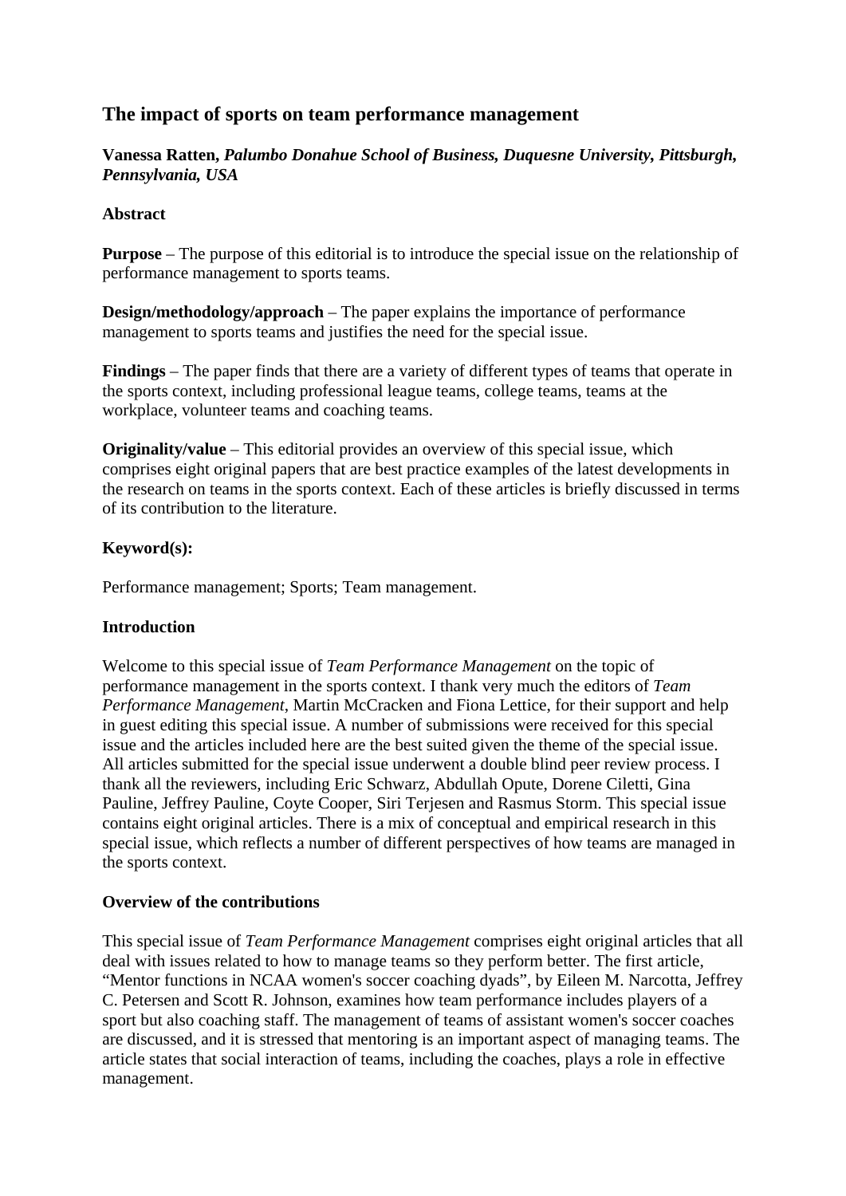# The impact of sports on team performance management

**Vanessa Ratten,** ***Palumbo Donahue School of Business, Duquesne University, Pittsburgh, Pennsylvania, USA***

**Abstract**

**Purpose** – The purpose of this editorial is to introduce the special issue on the relationship of performance management to sports teams.

**Design/methodology/approach** – The paper explains the importance of performance management to sports teams and justifies the need for the special issue.

**Findings** – The paper finds that there are a variety of different types of teams that operate in the sports context, including professional league teams, college teams, teams at the workplace, volunteer teams and coaching teams.

**Originality/value** – This editorial provides an overview of this special issue, which comprises eight original papers that are best practice examples of the latest developments in the research on teams in the sports context. Each of these articles is briefly discussed in terms of its contribution to the literature.

**Keyword(s):**

Performance management; Sports; Team management.

**Introduction**

Welcome to this special issue of *Team Performance Management* on the topic of performance management in the sports context. I thank very much the editors of *Team Performance Management*, Martin McCracken and Fiona Lettice, for their support and help in guest editing this special issue. A number of submissions were received for this special issue and the articles included here are the best suited given the theme of the special issue. All articles submitted for the special issue underwent a double blind peer review process. I thank all the reviewers, including Eric Schwarz, Abdullah Opute, Dorene Ciletti, Gina Pauline, Jeffrey Pauline, Coyte Cooper, Siri Terjesen and Rasmus Storm. This special issue contains eight original articles. There is a mix of conceptual and empirical research in this special issue, which reflects a number of different perspectives of how teams are managed in the sports context.

**Overview of the contributions**

This special issue of *Team Performance Management* comprises eight original articles that all deal with issues related to how to manage teams so they perform better. The first article, "Mentor functions in NCAA women's soccer coaching dyads", by Eileen M. Narcotta, Jeffrey C. Petersen and Scott R. Johnson, examines how team performance includes players of a sport but also coaching staff. The management of teams of assistant women's soccer coaches are discussed, and it is stressed that mentoring is an important aspect of managing teams. The article states that social interaction of teams, including the coaches, plays a role in effective management.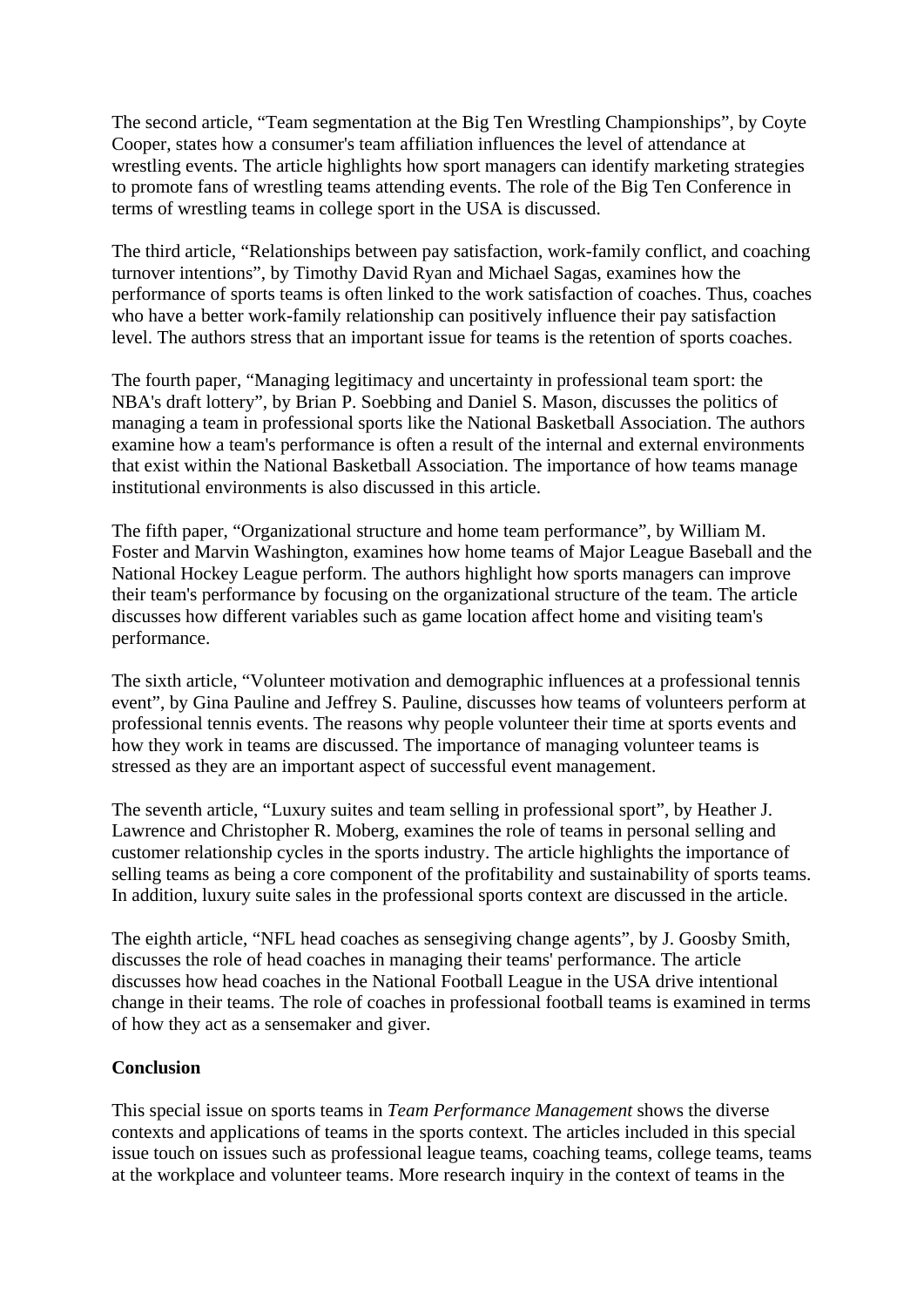The second article, "Team segmentation at the Big Ten Wrestling Championships", by Coyte Cooper, states how a consumer's team affiliation influences the level of attendance at wrestling events. The article highlights how sport managers can identify marketing strategies to promote fans of wrestling teams attending events. The role of the Big Ten Conference in terms of wrestling teams in college sport in the USA is discussed.

The third article, "Relationships between pay satisfaction, work-family conflict, and coaching turnover intentions", by Timothy David Ryan and Michael Sagas, examines how the performance of sports teams is often linked to the work satisfaction of coaches. Thus, coaches who have a better work-family relationship can positively influence their pay satisfaction level. The authors stress that an important issue for teams is the retention of sports coaches.

The fourth paper, "Managing legitimacy and uncertainty in professional team sport: the NBA's draft lottery", by Brian P. Soebbing and Daniel S. Mason, discusses the politics of managing a team in professional sports like the National Basketball Association. The authors examine how a team's performance is often a result of the internal and external environments that exist within the National Basketball Association. The importance of how teams manage institutional environments is also discussed in this article.

The fifth paper, "Organizational structure and home team performance", by William M. Foster and Marvin Washington, examines how home teams of Major League Baseball and the National Hockey League perform. The authors highlight how sports managers can improve their team's performance by focusing on the organizational structure of the team. The article discusses how different variables such as game location affect home and visiting team's performance.

The sixth article, "Volunteer motivation and demographic influences at a professional tennis event", by Gina Pauline and Jeffrey S. Pauline, discusses how teams of volunteers perform at professional tennis events. The reasons why people volunteer their time at sports events and how they work in teams are discussed. The importance of managing volunteer teams is stressed as they are an important aspect of successful event management.

The seventh article, "Luxury suites and team selling in professional sport", by Heather J. Lawrence and Christopher R. Moberg, examines the role of teams in personal selling and customer relationship cycles in the sports industry. The article highlights the importance of selling teams as being a core component of the profitability and sustainability of sports teams. In addition, luxury suite sales in the professional sports context are discussed in the article.

The eighth article, "NFL head coaches as sensegiving change agents", by J. Goosby Smith, discusses the role of head coaches in managing their teams' performance. The article discusses how head coaches in the National Football League in the USA drive intentional change in their teams. The role of coaches in professional football teams is examined in terms of how they act as a sensemaker and giver.

**Conclusion**

This special issue on sports teams in *Team Performance Management* shows the diverse contexts and applications of teams in the sports context. The articles included in this special issue touch on issues such as professional league teams, coaching teams, college teams, teams at the workplace and volunteer teams. More research inquiry in the context of teams in the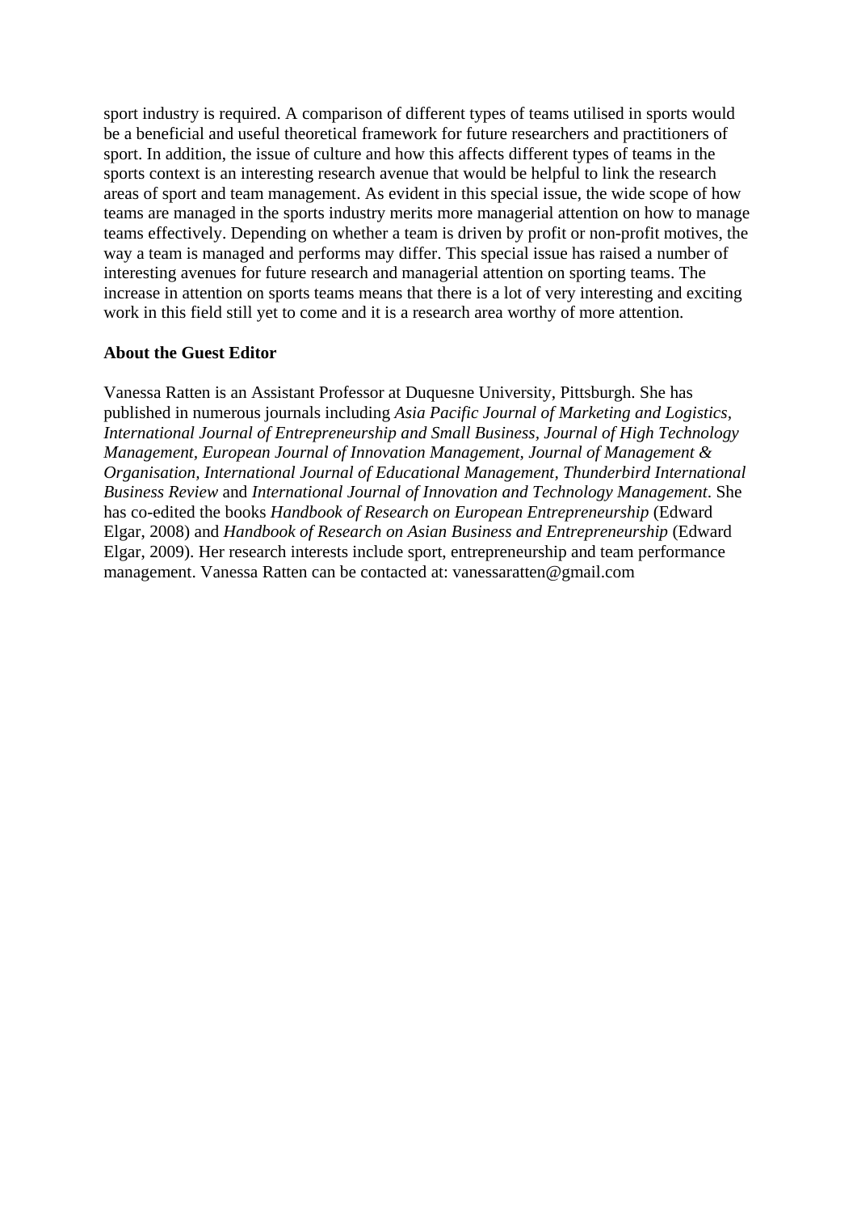sport industry is required. A comparison of different types of teams utilised in sports would be a beneficial and useful theoretical framework for future researchers and practitioners of sport. In addition, the issue of culture and how this affects different types of teams in the sports context is an interesting research avenue that would be helpful to link the research areas of sport and team management. As evident in this special issue, the wide scope of how teams are managed in the sports industry merits more managerial attention on how to manage teams effectively. Depending on whether a team is driven by profit or non-profit motives, the way a team is managed and performs may differ. This special issue has raised a number of interesting avenues for future research and managerial attention on sporting teams. The increase in attention on sports teams means that there is a lot of very interesting and exciting work in this field still yet to come and it is a research area worthy of more attention.

**About the Guest Editor**

Vanessa Ratten is an Assistant Professor at Duquesne University, Pittsburgh. She has published in numerous journals including *Asia Pacific Journal of Marketing and Logistics, International Journal of Entrepreneurship and Small Business, Journal of High Technology Management, European Journal of Innovation Management, Journal of Management & Organisation, International Journal of Educational Management, Thunderbird International Business Review* and *International Journal of Innovation and Technology Management*. She has co-edited the books *Handbook of Research on European Entrepreneurship* (Edward Elgar, 2008) and *Handbook of Research on Asian Business and Entrepreneurship* (Edward Elgar, 2009). Her research interests include sport, entrepreneurship and team performance management. Vanessa Ratten can be contacted at: vanessaratten@gmail.com